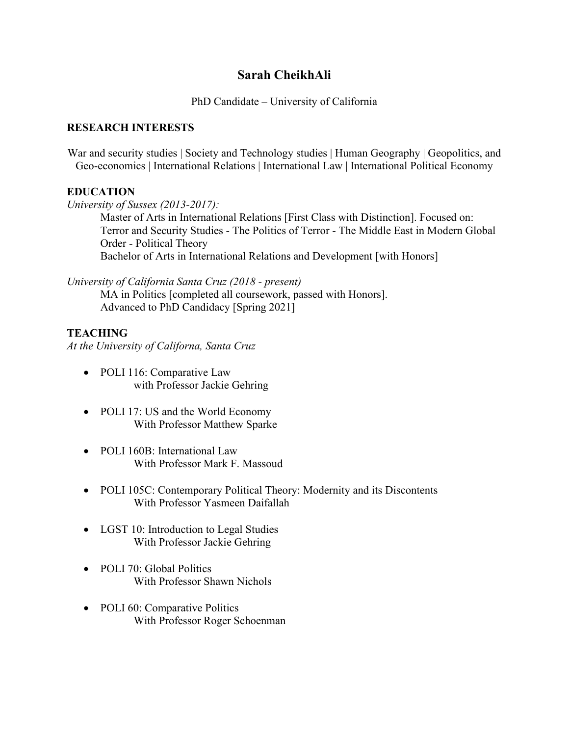# Sarah CheikhAli

PhD Candidate – University of California

## RESEARCH INTERESTS

War and security studies | Society and Technology studies | Human Geography | Geopolitics, and Geo-economics | International Relations | International Law | International Political Economy

## EDUCATION

*University of Sussex (2013-2017):*

Master of Arts in International Relations [First Class with Distinction]. Focused on: Terror and Security Studies - The Politics of Terror - The Middle East in Modern Global Order - Political Theory

Bachelor of Arts in International Relations and Development [with Honors]

*University of California Santa Cruz (2018 - present)*

MA in Politics [completed all coursework, passed with Honors].

Advanced to PhD Candidacy [Spring 2021]

## TEACHING

*At the University of Californa, Santa Cruz*

- POLI 116: Comparative Law
  with Professor Jackie Gehring
- POLI 17: US and the World Economy
  With Professor Matthew Sparke
- POLI 160B: International Law
  With Professor Mark F. Massoud
- POLI 105C: Contemporary Political Theory: Modernity and its Discontents
  With Professor Yasmeen Daifallah
- LGST 10: Introduction to Legal Studies
  With Professor Jackie Gehring
- POLI 70: Global Politics
  With Professor Shawn Nichols
- POLI 60: Comparative Politics
  With Professor Roger Schoenman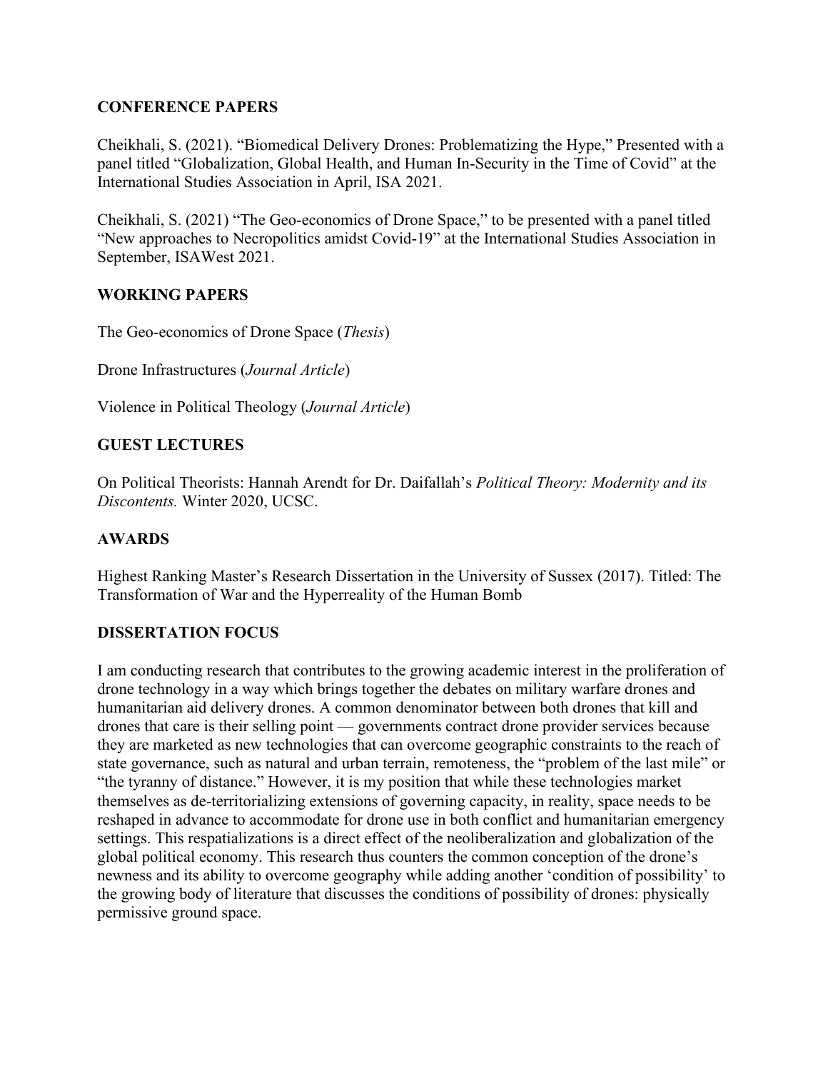## CONFERENCE PAPERS

Cheikhali, S. (2021). "Biomedical Delivery Drones: Problematizing the Hype," Presented with a panel titled "Globalization, Global Health, and Human In-Security in the Time of Covid" at the International Studies Association in April, ISA 2021.

Cheikhali, S. (2021) "The Geo-economics of Drone Space," to be presented with a panel titled "New approaches to Necropolitics amidst Covid-19" at the International Studies Association in September, ISAWest 2021.

## WORKING PAPERS

The Geo-economics of Drone Space (*Thesis*)

Drone Infrastructures (*Journal Article*)

Violence in Political Theology (*Journal Article*)

## GUEST LECTURES

On Political Theorists: Hannah Arendt for Dr. Daifallah's *Political Theory: Modernity and its Discontents.* Winter 2020, UCSC.

## AWARDS

Highest Ranking Master's Research Dissertation in the University of Sussex (2017). Titled: The Transformation of War and the Hyperreality of the Human Bomb

## DISSERTATION FOCUS

I am conducting research that contributes to the growing academic interest in the proliferation of drone technology in a way which brings together the debates on military warfare drones and humanitarian aid delivery drones. A common denominator between both drones that kill and drones that care is their selling point — governments contract drone provider services because they are marketed as new technologies that can overcome geographic constraints to the reach of state governance, such as natural and urban terrain, remoteness, the "problem of the last mile" or "the tyranny of distance." However, it is my position that while these technologies market themselves as de-territorializing extensions of governing capacity, in reality, space needs to be reshaped in advance to accommodate for drone use in both conflict and humanitarian emergency settings. This respatializations is a direct effect of the neoliberalization and globalization of the global political economy. This research thus counters the common conception of the drone's newness and its ability to overcome geography while adding another 'condition of possibility' to the growing body of literature that discusses the conditions of possibility of drones: physically permissive ground space.